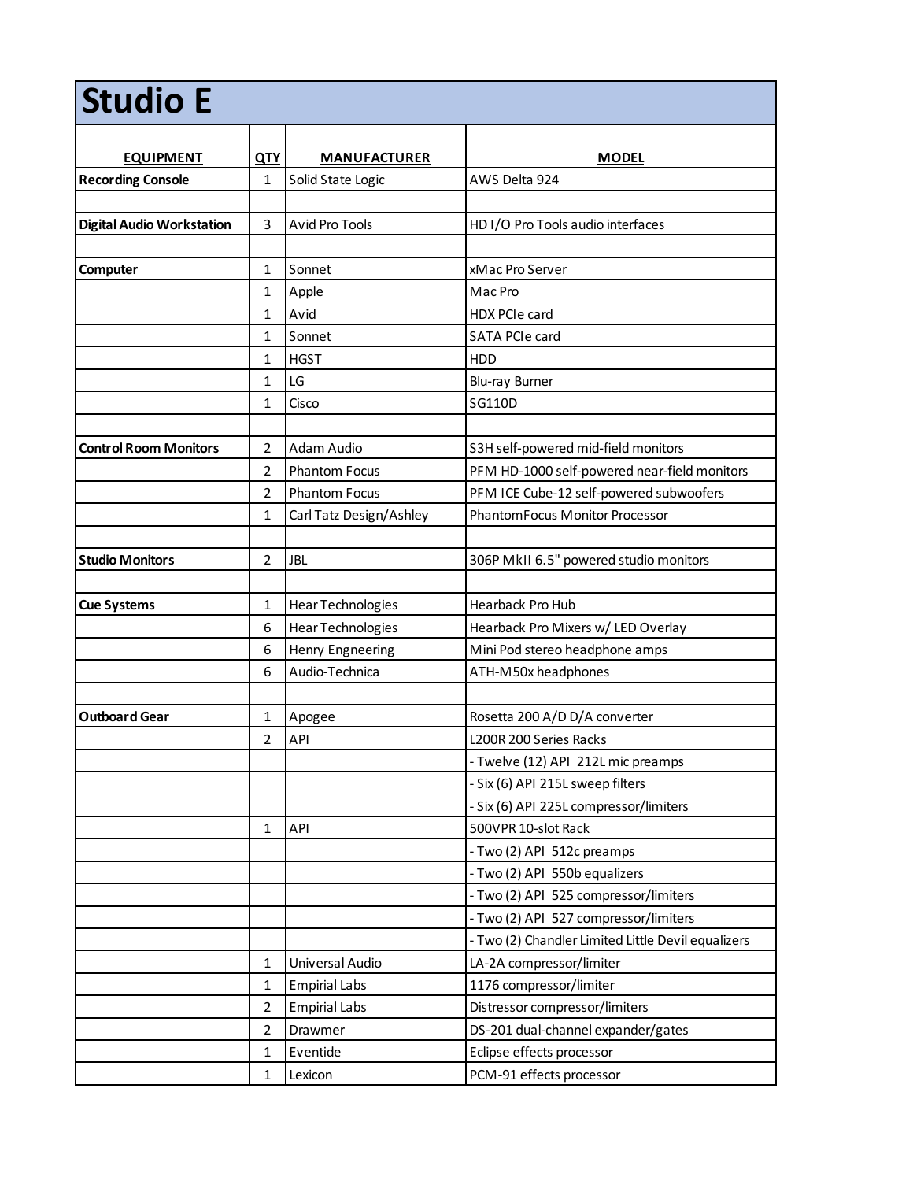# Studio E

| EQUIPMENT | QTY | MANUFACTURER | MODEL |
|---|---|---|---|
| **Recording Console** | 1 | Solid State Logic | AWS Delta 924 |
| | | | |
| **Digital Audio Workstation** | 3 | Avid Pro Tools | HD I/O Pro Tools audio interfaces |
| | | | |
| **Computer** | 1 | Sonnet | xMac Pro Server |
| | 1 | Apple | Mac Pro |
| | 1 | Avid | HDX PCIe card |
| | 1 | Sonnet | SATA PCIe card |
| | 1 | HGST | HDD |
| | 1 | LG | Blu-ray Burner |
| | 1 | Cisco | SG110D |
| | | | |
| **Control Room Monitors** | 2 | Adam Audio | S3H self-powered mid-field monitors |
| | 2 | Phantom Focus | PFM HD-1000 self-powered near-field monitors |
| | 2 | Phantom Focus | PFM ICE Cube-12 self-powered subwoofers |
| | 1 | Carl Tatz Design/Ashley | PhantomFocus Monitor Processor |
| | | | |
| **Studio Monitors** | 2 | JBL | 306P MkII 6.5" powered studio monitors |
| | | | |
| **Cue Systems** | 1 | Hear Technologies | Hearback Pro Hub |
| | 6 | Hear Technologies | Hearback Pro Mixers w/ LED Overlay |
| | 6 | Henry Engneering | Mini Pod stereo headphone amps |
| | 6 | Audio-Technica | ATH-M50x headphones |
| | | | |
| **Outboard Gear** | 1 | Apogee | Rosetta 200 A/D D/A converter |
| | 2 | API | L200R 200 Series Racks |
| | | | - Twelve (12) API 212L mic preamps |
| | | | - Six (6) API 215L sweep filters |
| | | | - Six (6) API 225L compressor/limiters |
| | 1 | API | 500VPR 10-slot Rack |
| | | | - Two (2) API 512c preamps |
| | | | - Two (2) API 550b equalizers |
| | | | - Two (2) API 525 compressor/limiters |
| | | | - Two (2) API 527 compressor/limiters |
| | | | - Two (2) Chandler Limited Little Devil equalizers |
| | 1 | Universal Audio | LA-2A compressor/limiter |
| | 1 | Empirial Labs | 1176 compressor/limiter |
| | 2 | Empirial Labs | Distressor compressor/limiters |
| | 2 | Drawmer | DS-201 dual-channel expander/gates |
| | 1 | Eventide | Eclipse effects processor |
| | 1 | Lexicon | PCM-91 effects processor |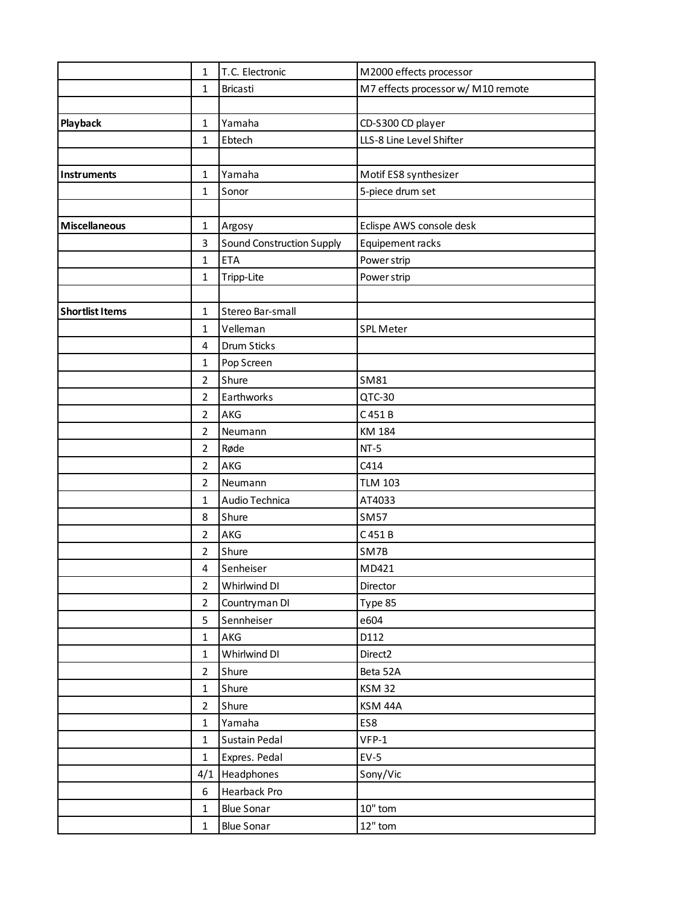| | | | |
|---|---|---|---|
| | 1 | T.C. Electronic | M2000 effects processor |
| | 1 | Bricasti | M7 effects processor w/ M10 remote |
| | | | |
| **Playback** | 1 | Yamaha | CD-S300 CD player |
| | 1 | Ebtech | LLS-8 Line Level Shifter |
| | | | |
| **Instruments** | 1 | Yamaha | Motif ES8 synthesizer |
| | 1 | Sonor | 5-piece drum set |
| | | | |
| **Miscellaneous** | 1 | Argosy | Eclispe AWS console desk |
| | 3 | Sound Construction Supply | Equipement racks |
| | 1 | ETA | Power strip |
| | 1 | Tripp-Lite | Power strip |
| | | | |
| **Shortlist Items** | 1 | Stereo Bar-small | |
| | 1 | Velleman | SPL Meter |
| | 4 | Drum Sticks | |
| | 1 | Pop Screen | |
| | 2 | Shure | SM81 |
| | 2 | Earthworks | QTC-30 |
| | 2 | AKG | C 451 B |
| | 2 | Neumann | KM 184 |
| | 2 | Røde | NT-5 |
| | 2 | AKG | C414 |
| | 2 | Neumann | TLM 103 |
| | 1 | Audio Technica | AT4033 |
| | 8 | Shure | SM57 |
| | 2 | AKG | C 451 B |
| | 2 | Shure | SM7B |
| | 4 | Senheiser | MD421 |
| | 2 | Whirlwind DI | Director |
| | 2 | Countryman DI | Type 85 |
| | 5 | Sennheiser | e604 |
| | 1 | AKG | D112 |
| | 1 | Whirlwind DI | Direct2 |
| | 2 | Shure | Beta 52A |
| | 1 | Shure | KSM 32 |
| | 2 | Shure | KSM 44A |
| | 1 | Yamaha | ES8 |
| | 1 | Sustain Pedal | VFP-1 |
| | 1 | Expres. Pedal | EV-5 |
| | 4/1 | Headphones | Sony/Vic |
| | 6 | Hearback Pro | |
| | 1 | Blue Sonar | 10" tom |
| | 1 | Blue Sonar | 12" tom |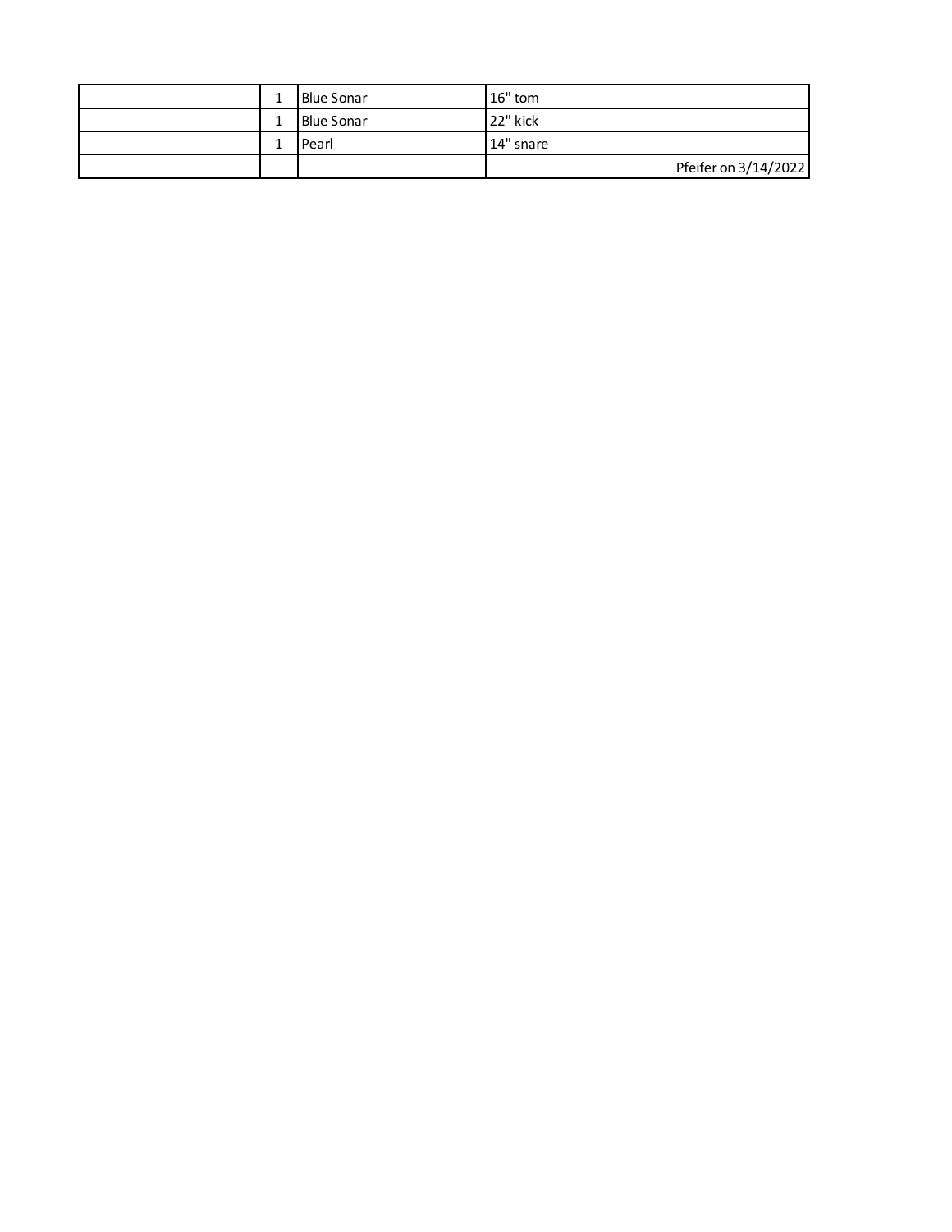| | | | |
|---|---|---|---|
| | 1 | Blue Sonar | 16" tom |
| | 1 | Blue Sonar | 22" kick |
| | 1 | Pearl | 14" snare |
| | | | Pfeifer on 3/14/2022 |